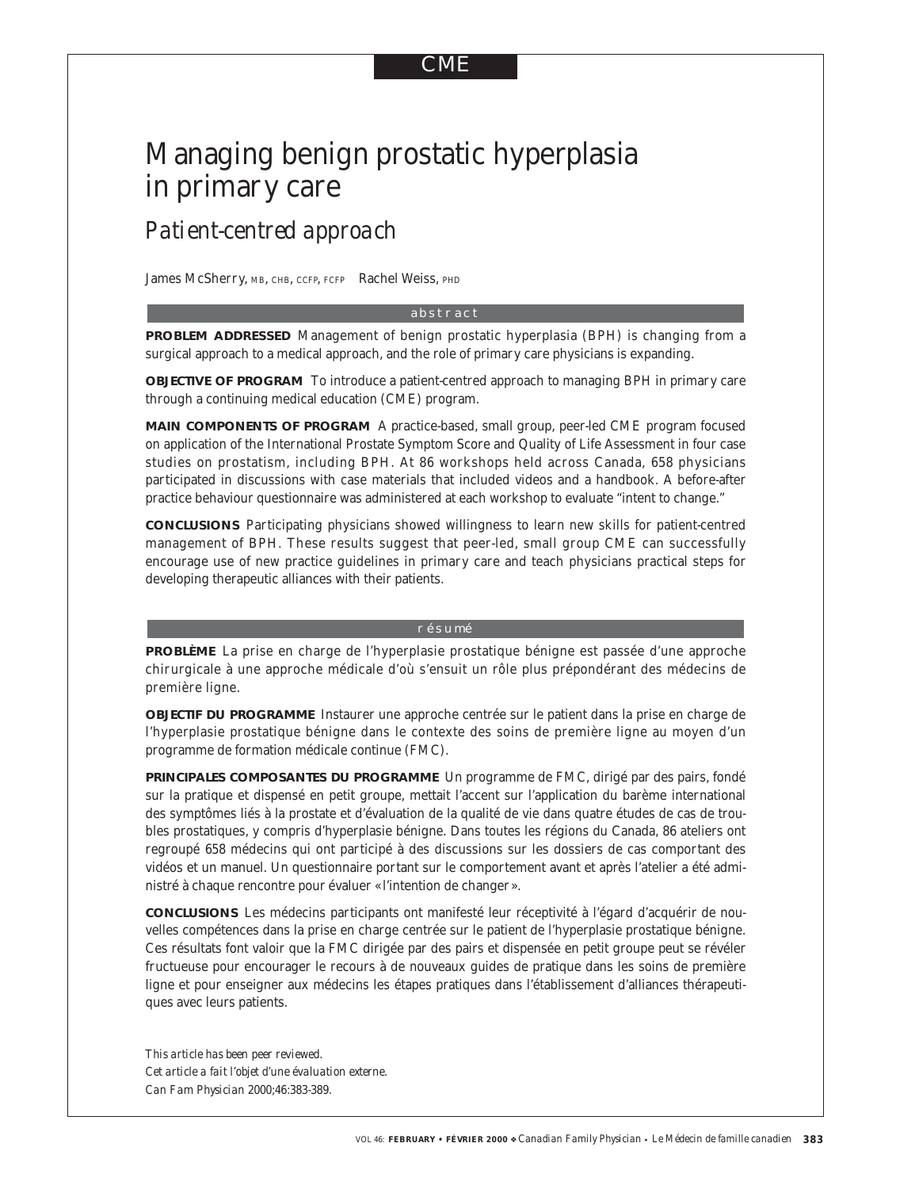CME

# Managing benign prostatic hyperplasia in primary care

## *Patient-centred approach*

James McSherry, MB, CHB, CCFP, FCFP   Rachel Weiss, PHD

### abstract

**PROBLEM ADDRESSED** Management of benign prostatic hyperplasia (BPH) is changing from a surgical approach to a medical approach, and the role of primary care physicians is expanding.

**OBJECTIVE OF PROGRAM** To introduce a patient-centred approach to managing BPH in primary care through a continuing medical education (CME) program.

**MAIN COMPONENTS OF PROGRAM** A practice-based, small group, peer-led CME program focused on application of the International Prostate Symptom Score and Quality of Life Assessment in four case studies on prostatism, including BPH. At 86 workshops held across Canada, 658 physicians participated in discussions with case materials that included videos and a handbook. A before-after practice behaviour questionnaire was administered at each workshop to evaluate "intent to change."

**CONCLUSIONS** Participating physicians showed willingness to learn new skills for patient-centred management of BPH. These results suggest that peer-led, small group CME can successfully encourage use of new practice guidelines in primary care and teach physicians practical steps for developing therapeutic alliances with their patients.

### résumé

**PROBLÈME** La prise en charge de l'hyperplasie prostatique bénigne est passée d'une approche chirurgicale à une approche médicale d'où s'ensuit un rôle plus prépondérant des médecins de première ligne.

**OBJECTIF DU PROGRAMME** Instaurer une approche centrée sur le patient dans la prise en charge de l'hyperplasie prostatique bénigne dans le contexte des soins de première ligne au moyen d'un programme de formation médicale continue (FMC).

**PRINCIPALES COMPOSANTES DU PROGRAMME** Un programme de FMC, dirigé par des pairs, fondé sur la pratique et dispensé en petit groupe, mettait l'accent sur l'application du barème international des symptômes liés à la prostate et d'évaluation de la qualité de vie dans quatre études de cas de troubles prostatiques, y compris d'hyperplasie bénigne. Dans toutes les régions du Canada, 86 ateliers ont regroupé 658 médecins qui ont participé à des discussions sur des dossiers de cas comportant des vidéos et un manuel. Un questionnaire portant sur le comportement avant et après l'atelier a été administré à chaque rencontre pour évaluer «l'intention de changer».

**CONCLUSIONS** Les médecins participants ont manifesté leur réceptivité à l'égard d'acquérir de nouvelles compétences dans la prise en charge centrée sur le patient de l'hyperplasie prostatique bénigne. Ces résultats font valoir que la FMC dirigée par des pairs et dispensée en petit groupe peut se révéler fructueuse pour encourager le recours à de nouveaux guides de pratique dans les soins de première ligne et pour enseigner aux médecins les étapes pratiques dans l'établissement d'alliances thérapeutiques avec leurs patients.

*This article has been peer reviewed.*
*Cet article a fait l'objet d'une évaluation externe.*
*Can Fam Physician* 2000;46:383-389.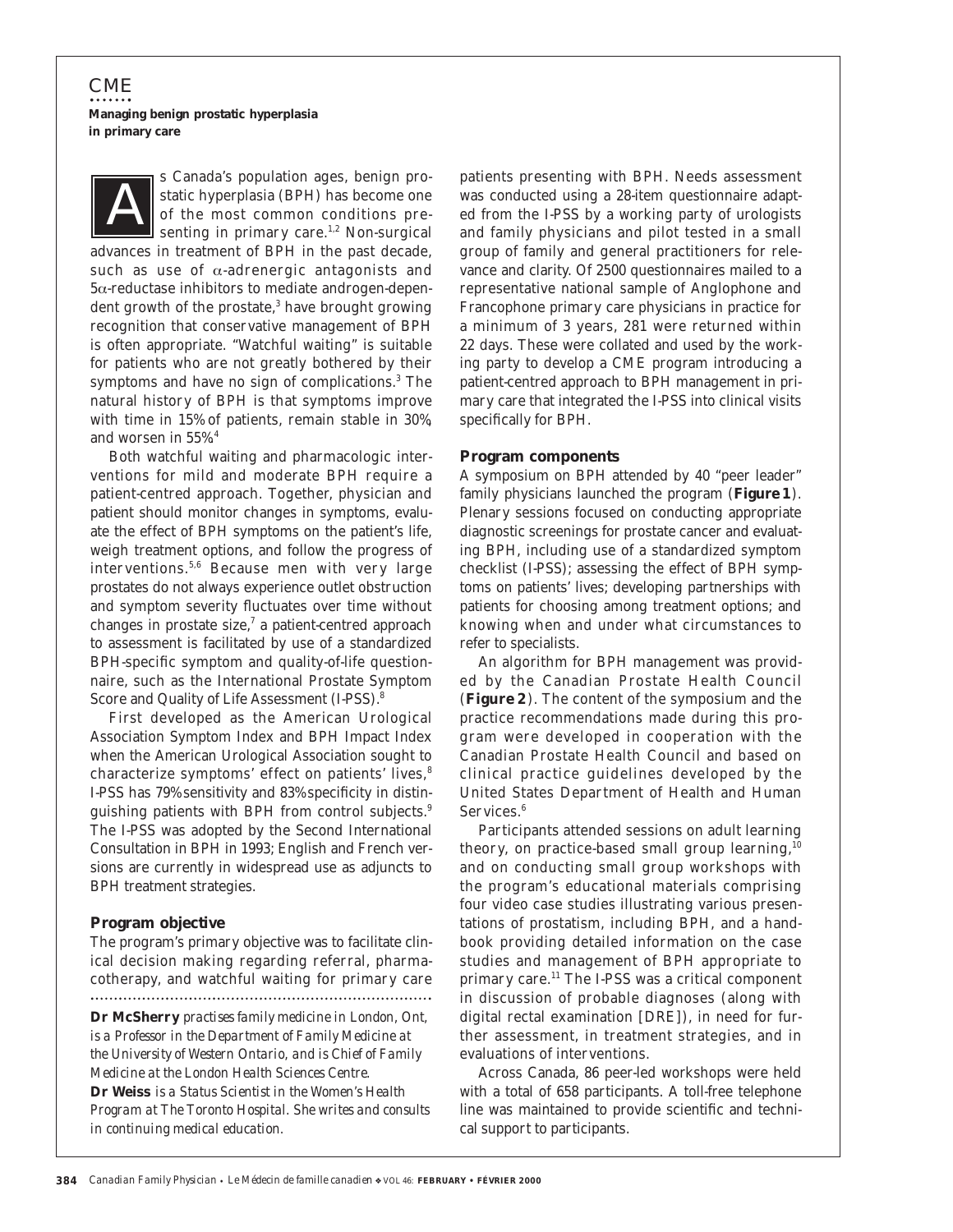CME

**Managing benign prostatic hyperplasia in primary care**

As Canada's population ages, benign prostatic hyperplasia (BPH) has become one of the most common conditions presenting in primary care.[1,2] Non-surgical advances in treatment of BPH in the past decade, such as use of $\alpha$-adrenergic antagonists and 5$\alpha$-reductase inhibitors to mediate androgen-dependent growth of the prostate,[3] have brought growing recognition that conservative management of BPH is often appropriate. "Watchful waiting" is suitable for patients who are not greatly bothered by their symptoms and have no sign of complications.[3] The natural history of BPH is that symptoms improve with time in 15% of patients, remain stable in 30%, and worsen in 55%.[4]

Both watchful waiting and pharmacologic interventions for mild and moderate BPH require a patient-centred approach. Together, physician and patient should monitor changes in symptoms, evaluate the effect of BPH symptoms on the patient's life, weigh treatment options, and follow the progress of interventions.[5,6] Because men with very large prostates do not always experience outlet obstruction and symptom severity fluctuates over time without changes in prostate size,[7] a patient-centred approach to assessment is facilitated by use of a standardized BPH-specific symptom and quality-of-life questionnaire, such as the International Prostate Symptom Score and Quality of Life Assessment (I-PSS).[8]

First developed as the American Urological Association Symptom Index and BPH Impact Index when the American Urological Association sought to characterize symptoms' effect on patients' lives,[8] I-PSS has 79% sensitivity and 83% specificity in distinguishing patients with BPH from control subjects.[9] The I-PSS was adopted by the Second International Consultation in BPH in 1993; English and French versions are currently in widespread use as adjuncts to BPH treatment strategies.

## Program objective

The program's primary objective was to facilitate clinical decision making regarding referral, pharmacotherapy, and watchful waiting for primary care patients presenting with BPH. Needs assessment was conducted using a 28-item questionnaire adapted from the I-PSS by a working party of urologists and family physicians and pilot tested in a small group of family and general practitioners for relevance and clarity. Of 2500 questionnaires mailed to a representative national sample of Anglophone and Francophone primary care physicians in practice for a minimum of 3 years, 281 were returned within 22 days. These were collated and used by the working party to develop a CME program introducing a patient-centred approach to BPH management in primary care that integrated the I-PSS into clinical visits specifically for BPH.

## Program components

A symposium on BPH attended by 40 "peer leader" family physicians launched the program (**Figure 1**). Plenary sessions focused on conducting appropriate diagnostic screenings for prostate cancer and evaluating BPH, including use of a standardized symptom checklist (I-PSS); assessing the effect of BPH symptoms on patients' lives; developing partnerships with patients for choosing among treatment options; and knowing when and under what circumstances to refer to specialists.

An algorithm for BPH management was provided by the Canadian Prostate Health Council (**Figure 2**). The content of the symposium and the practice recommendations made during this program were developed in cooperation with the Canadian Prostate Health Council and based on clinical practice guidelines developed by the United States Department of Health and Human Services.[6]

Participants attended sessions on adult learning theory, on practice-based small group learning,[10] and on conducting small group workshops with the program's educational materials comprising four video case studies illustrating various presentations of prostatism, including BPH, and a handbook providing detailed information on the case studies and management of BPH appropriate to primary care.[11] The I-PSS was a critical component in discussion of probable diagnoses (along with digital rectal examination [DRE]), in need for further assessment, in treatment strategies, and in evaluations of interventions.

Across Canada, 86 peer-led workshops were held with a total of 658 participants. A toll-free telephone line was maintained to provide scientific and technical support to participants.

---

***Dr McSherry** practises family medicine in London, Ont, is a Professor in the Department of Family Medicine at the University of Western Ontario, and is Chief of Family Medicine at the London Health Sciences Centre.* ***Dr Weiss** is a Status Scientist in the Women's Health Program at The Toronto Hospital. She writes and consults in continuing medical education.*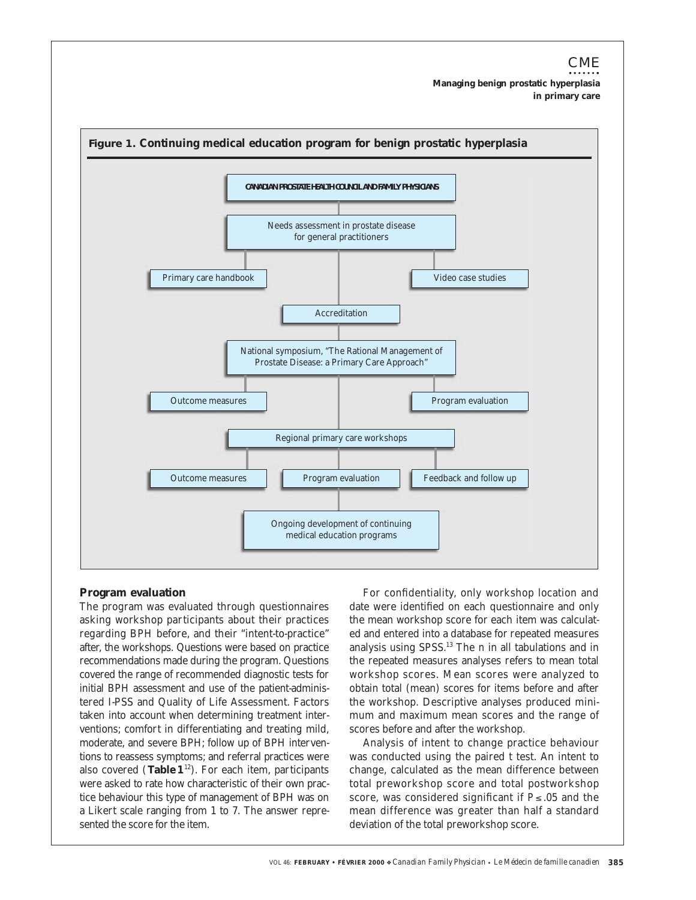**Figure 1. Continuing medical education program for benign prostatic hyperplasia**

CANADIAN PROSTATE HEALTH COUNCIL AND FAMILY PHYSICIANS

Needs assessment in prostate disease for general practitioners

Primary care handbook

Video case studies

Accreditation

National symposium, "The Rational Management of Prostate Disease: a Primary Care Approach"

Outcome measures

Program evaluation

Regional primary care workshops

Outcome measures

Program evaluation

Feedback and follow up

Ongoing development of continuing medical education programs

## Program evaluation

The program was evaluated through questionnaires asking workshop participants about their practices regarding BPH before, and their "intent-to-practice" after, the workshops. Questions were based on practice recommendations made during the program. Questions covered the range of recommended diagnostic tests for initial BPH assessment and use of the patient-administered I-PSS and Quality of Life Assessment. Factors taken into account when determining treatment interventions; comfort in differentiating and treating mild, moderate, and severe BPH; follow up of BPH interventions to reassess symptoms; and referral practices were also covered (**Table 1**[12]). For each item, participants were asked to rate how characteristic of their own practice behaviour this type of management of BPH was on a Likert scale ranging from 1 to 7. The answer represented the score for the item.

For confidentiality, only workshop location and date were identified on each questionnaire and only the mean workshop score for each item was calculated and entered into a database for repeated measures analysis using SPSS.[13] The *n* in all tabulations and in the repeated measures analyses refers to mean total workshop scores. Mean scores were analyzed to obtain total (mean) scores for items before and after the workshop. Descriptive analyses produced minimum and maximum mean scores and the range of scores before and after the workshop.

Analysis of intent to change practice behaviour was conducted using the paired *t* test. An intent to change, calculated as the mean difference between total preworkshop score and total postworkshop score, was considered significant if $P \leq .05$ and the mean difference was greater than half a standard deviation of the total preworkshop score.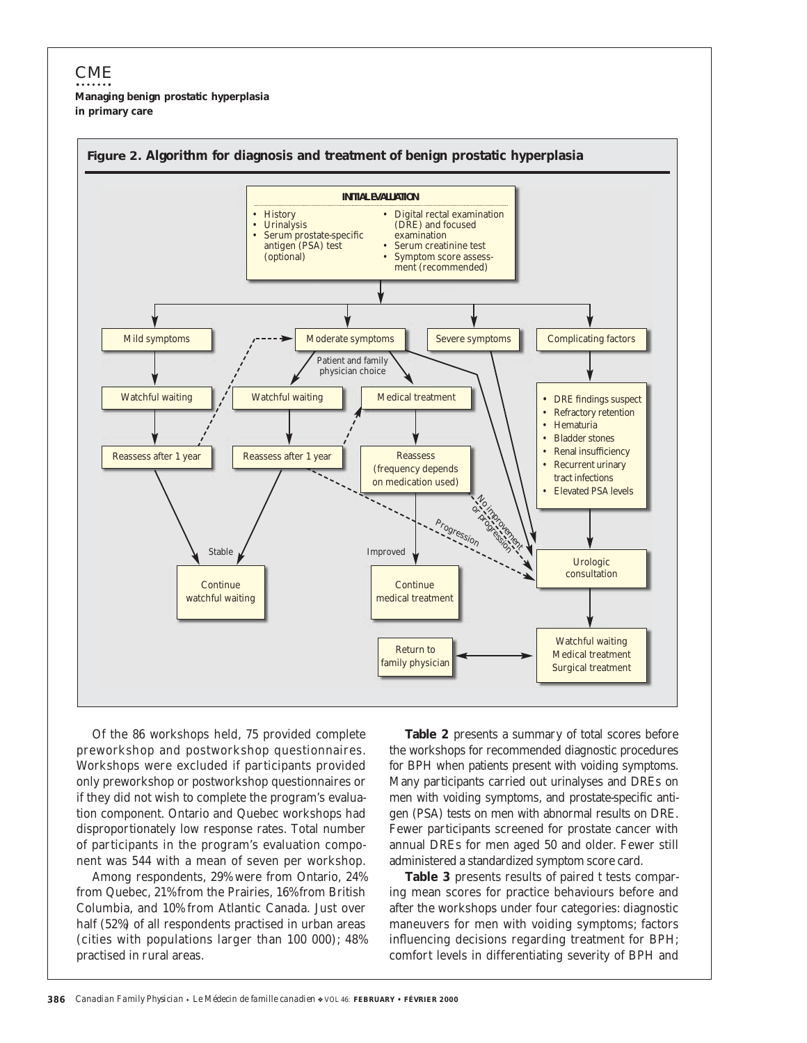**Figure 2. Algorithm for diagnosis and treatment of benign prostatic hyperplasia**

**INITIAL EVALUATION**

- History
- Urinalysis
- Serum prostate-specific antigen (PSA) test (optional)
- Digital rectal examination (DRE) and focused examination
- Serum creatinine test
- Symptom score assessment (recommended)

Mild symptoms → Watchful waiting → Reassess after 1 year → Stable → Continue watchful waiting; Reassess after 1 year - - → Moderate symptoms

Moderate symptoms → Patient and family physician choice → Watchful waiting or Medical treatment

Watchful waiting → Reassess after 1 year → Stable → Continue watchful waiting; Reassess after 1 year - - → Medical treatment; Reassess after 1 year - - Progression - - → Urologic consultation

Medical treatment → Reassess (frequency depends on medication used) → Improved → Continue medical treatment; Reassess - - No improvement or progression - - → Urologic consultation

Moderate symptoms → Urologic consultation

Severe symptoms → Urologic consultation

Complicating factors →

- DRE findings suspect
- Refractory retention
- Hematuria
- Bladder stones
- Renal insufficiency
- Recurrent urinary tract infections
- Elevated PSA levels

→ Urologic consultation → Watchful waiting / Medical treatment / Surgical treatment ↔ Return to family physician

Of the 86 workshops held, 75 provided complete preworkshop and postworkshop questionnaires. Workshops were excluded if participants provided only preworkshop or postworkshop questionnaires or if they did not wish to complete the program's evaluation component. Ontario and Quebec workshops had disproportionately low response rates. Total number of participants in the program's evaluation component was 544 with a mean of seven per workshop.

Among respondents, 29% were from Ontario, 24% from Quebec, 21% from the Prairies, 16% from British Columbia, and 10% from Atlantic Canada. Just over half (52%) of all respondents practised in urban areas (cities with populations larger than 100 000); 48% practised in rural areas.

**Table 2** presents a summary of total scores before the workshops for recommended diagnostic procedures for BPH when patients present with voiding symptoms. Many participants carried out urinalyses and DREs on men with voiding symptoms, and prostate-specific antigen (PSA) tests on men with abnormal results on DRE. Fewer participants screened for prostate cancer with annual DREs for men aged 50 and older. Fewer still administered a standardized symptom score card.

**Table 3** presents results of paired t tests comparing mean scores for practice behaviours before and after the workshops under four categories: diagnostic maneuvers for men with voiding symptoms; factors influencing decisions regarding treatment for BPH; comfort levels in differentiating severity of BPH and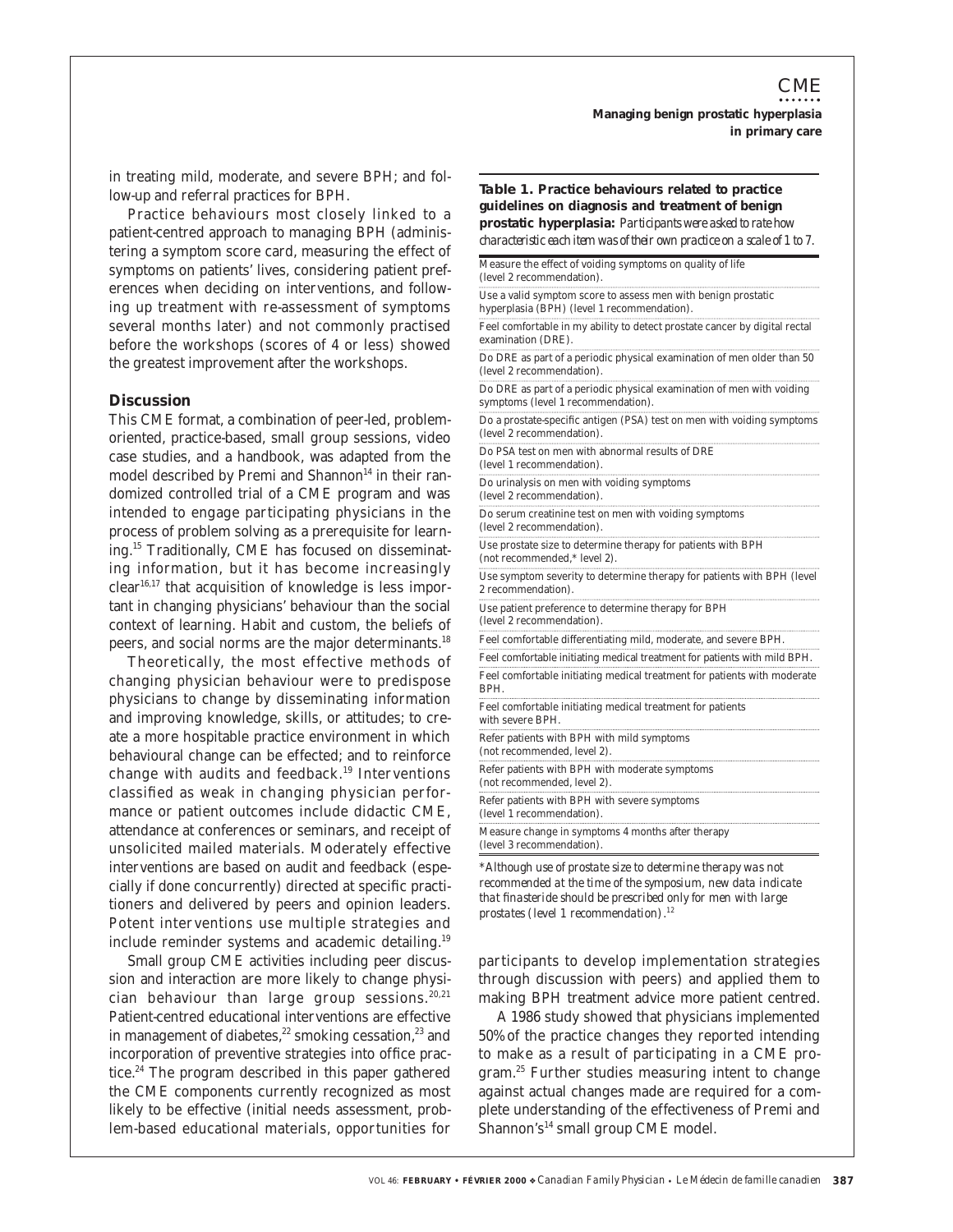in treating mild, moderate, and severe BPH; and follow-up and referral practices for BPH.

Practice behaviours most closely linked to a patient-centred approach to managing BPH (administering a symptom score card, measuring the effect of symptoms on patients' lives, considering patient preferences when deciding on interventions, and following up treatment with re-assessment of symptoms several months later) and not commonly practised before the workshops (scores of 4 or less) showed the greatest improvement after the workshops.

## Discussion

This CME format, a combination of peer-led, problem-oriented, practice-based, small group sessions, video case studies, and a handbook, was adapted from the model described by Premi and Shannon[14] in their randomized controlled trial of a CME program and was intended to engage participating physicians in the process of problem solving as a prerequisite for learning.[15] Traditionally, CME has focused on disseminating information, but it has become increasingly clear[16,17] that acquisition of knowledge is less important in changing physicians' behaviour than the social context of learning. Habit and custom, the beliefs of peers, and social norms are the major determinants.[18]

Theoretically, the most effective methods of changing physician behaviour were to predispose physicians to change by disseminating information and improving knowledge, skills, or attitudes; to create a more hospitable practice environment in which behavioural change can be effected; and to reinforce change with audits and feedback.[19] Interventions classified as weak in changing physician performance or patient outcomes include didactic CME, attendance at conferences or seminars, and receipt of unsolicited mailed materials. Moderately effective interventions are based on audit and feedback (especially if done concurrently) directed at specific practitioners and delivered by peers and opinion leaders. Potent interventions use multiple strategies and include reminder systems and academic detailing.[19]

Small group CME activities including peer discussion and interaction are more likely to change physician behaviour than large group sessions.[20,21] Patient-centred educational interventions are effective in management of diabetes,[22] smoking cessation,[23] and incorporation of preventive strategies into office practice.[24] The program described in this paper gathered the CME components currently recognized as most likely to be effective (initial needs assessment, problem-based educational materials, opportunities for participants to develop implementation strategies through discussion with peers) and applied them to making BPH treatment advice more patient centred.

A 1986 study showed that physicians implemented 50% of the practice changes they reported intending to make as a result of participating in a CME program.[25] Further studies measuring intent to change against actual changes made are required for a complete understanding of the effectiveness of Premi and Shannon's[14] small group CME model.

**Table 1. Practice behaviours related to practice guidelines on diagnosis and treatment of benign prostatic hyperplasia:** *Participants were asked to rate how characteristic each item was of their own practice on a scale of 1 to 7.*

| Practice behaviour |
|---|
| Measure the effect of voiding symptoms on quality of life (level 2 recommendation). |
| Use a valid symptom score to assess men with benign prostatic hyperplasia (BPH) (level 1 recommendation). |
| Feel comfortable in my ability to detect prostate cancer by digital rectal examination (DRE). |
| Do DRE as part of a periodic physical examination of men older than 50 (level 2 recommendation). |
| Do DRE as part of a periodic physical examination of men with voiding symptoms (level 1 recommendation). |
| Do a prostate-specific antigen (PSA) test on men with voiding symptoms (level 2 recommendation). |
| Do PSA test on men with abnormal results of DRE (level 1 recommendation). |
| Do urinalysis on men with voiding symptoms (level 2 recommendation). |
| Do serum creatinine test on men with voiding symptoms (level 2 recommendation). |
| Use prostate size to determine therapy for patients with BPH (not recommended,* level 2). |
| Use symptom severity to determine therapy for patients with BPH (level 2 recommendation). |
| Use patient preference to determine therapy for BPH (level 2 recommendation). |
| Feel comfortable differentiating mild, moderate, and severe BPH. |
| Feel comfortable initiating medical treatment for patients with mild BPH. |
| Feel comfortable initiating medical treatment for patients with moderate BPH. |
| Feel comfortable initiating medical treatment for patients with severe BPH. |
| Refer patients with BPH with mild symptoms (not recommended, level 2). |
| Refer patients with BPH with moderate symptoms (not recommended, level 2). |
| Refer patients with BPH with severe symptoms (level 1 recommendation). |
| Measure change in symptoms 4 months after therapy (level 3 recommendation). |

*\*Although use of prostate size to determine therapy was not recommended at the time of the symposium, new data indicate that finasteride should be prescribed only for men with large prostates (level 1 recommendation).[12]*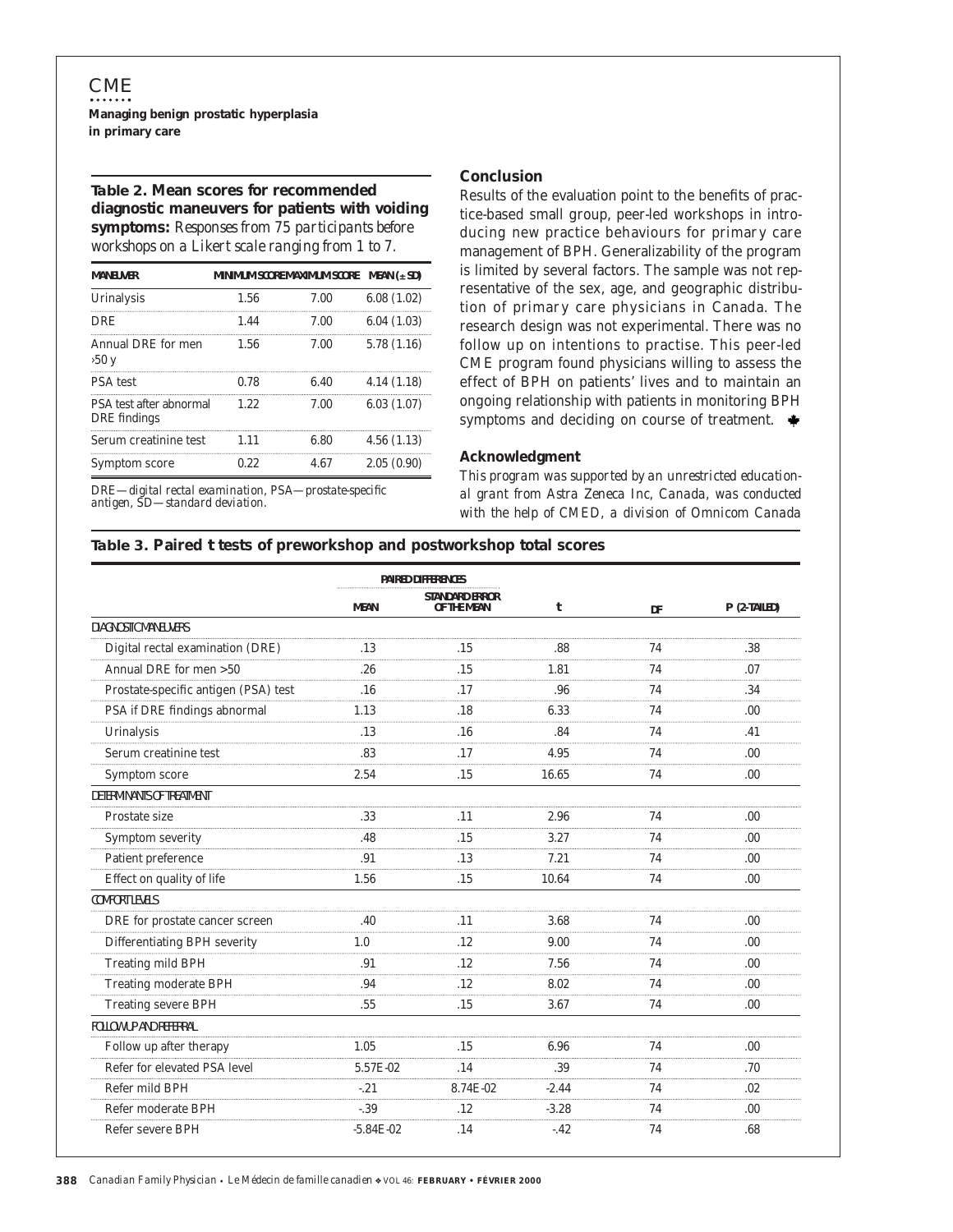**Table 2. Mean scores for recommended diagnostic maneuvers for patients with voiding symptoms:** *Responses from 75 participants before workshops on a Likert scale ranging from 1 to 7.*

| MANEUVER | MINIMUM SCORE | MAXIMUM SCORE | MEAN (± SD) |
|---|---|---|---|
| Urinalysis | 1.56 | 7.00 | 6.08 (1.02) |
| DRE | 1.44 | 7.00 | 6.04 (1.03) |
| Annual DRE for men >50 y | 1.56 | 7.00 | 5.78 (1.16) |
| PSA test | 0.78 | 6.40 | 4.14 (1.18) |
| PSA test after abnormal DRE findings | 1.22 | 7.00 | 6.03 (1.07) |
| Serum creatinine test | 1.11 | 6.80 | 4.56 (1.13) |
| Symptom score | 0.22 | 4.67 | 2.05 (0.90) |

*DRE—digital rectal examination, PSA—prostate-specific antigen, SD—standard deviation.*

## Conclusion

Results of the evaluation point to the benefits of practice-based small group, peer-led workshops in introducing new practice behaviours for primary care management of BPH. Generalizability of the program is limited by several factors. The sample was not representative of the sex, age, and geographic distribution of primary care physicians in Canada. The research design was not experimental. There was no follow up on intentions to practise. This peer-led CME program found physicians willing to assess the effect of BPH on patients' lives and to maintain an ongoing relationship with patients in monitoring BPH symptoms and deciding on course of treatment.

### Acknowledgment

*This program was supported by an unrestricted educational grant from Astra Zeneca Inc, Canada, was conducted with the help of CMED, a division of Omnicom Canada*

**Table 3. Paired t tests of preworkshop and postworkshop total scores**

| | PAIRED DIFFERENCES | | | | |
|---|---|---|---|---|---|
| | MEAN | STANDARD ERROR OF THE MEAN | t | DF | P (2-TAILED) |
| **DIAGNOSTIC MANEUVERS** | | | | | |
| Digital rectal examination (DRE) | .13 | .15 | .88 | 74 | .38 |
| Annual DRE for men >50 | .26 | .15 | 1.81 | 74 | .07 |
| Prostate-specific antigen (PSA) test | .16 | .17 | .96 | 74 | .34 |
| PSA if DRE findings abnormal | 1.13 | .18 | 6.33 | 74 | .00 |
| Urinalysis | .13 | .16 | .84 | 74 | .41 |
| Serum creatinine test | .83 | .17 | 4.95 | 74 | .00 |
| Symptom score | 2.54 | .15 | 16.65 | 74 | .00 |
| **DETERMINANTS OF TREATMENT** | | | | | |
| Prostate size | .33 | .11 | 2.96 | 74 | .00 |
| Symptom severity | .48 | .15 | 3.27 | 74 | .00 |
| Patient preference | .91 | .13 | 7.21 | 74 | .00 |
| Effect on quality of life | 1.56 | .15 | 10.64 | 74 | .00 |
| **COMFORT LEVELS** | | | | | |
| DRE for prostate cancer screen | .40 | .11 | 3.68 | 74 | .00 |
| Differentiating BPH severity | 1.0 | .12 | 9.00 | 74 | .00 |
| Treating mild BPH | .91 | .12 | 7.56 | 74 | .00 |
| Treating moderate BPH | .94 | .12 | 8.02 | 74 | .00 |
| Treating severe BPH | .55 | .15 | 3.67 | 74 | .00 |
| **FOLLOW UP AND REFERRAL** | | | | | |
| Follow up after therapy | 1.05 | .15 | 6.96 | 74 | .00 |
| Refer for elevated PSA level | 5.57E-02 | .14 | .39 | 74 | .70 |
| Refer mild BPH | -.21 | 8.74E-02 | -2.44 | 74 | .02 |
| Refer moderate BPH | -.39 | .12 | -3.28 | 74 | .00 |
| Refer severe BPH | -5.84E-02 | .14 | -.42 | 74 | .68 |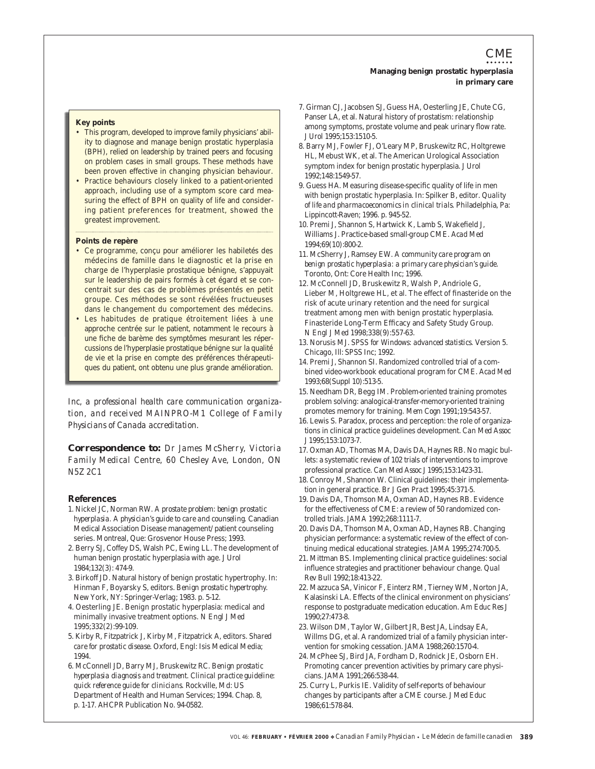**Key points**

- This program, developed to improve family physicians' ability to diagnose and manage benign prostatic hyperplasia (BPH), relied on leadership by trained peers and focusing on problem cases in small groups. These methods have been proven effective in changing physician behaviour.
- Practice behaviours closely linked to a patient-oriented approach, including use of a symptom score card measuring the effect of BPH on quality of life and considering patient preferences for treatment, showed the greatest improvement.

**Points de repère**

- Ce programme, conçu pour améliorer les habiletés des médecins de famille dans le diagnostic et la prise en charge de l'hyperplasie prostatique bénigne, s'appuyait sur le leadership de pairs formés à cet égard et se concentrait sur des cas de problèmes présentés en petit groupe. Ces méthodes se sont révélées fructueuses dans le changement du comportement des médecins.
- Les habitudes de pratique étroitement liées à une approche centrée sur le patient, notamment le recours à une fiche de barème des symptômes mesurant les répercussions de l'hyperplasie prostatique bénigne sur la qualité de vie et la prise en compte des préférences thérapeutiques du patient, ont obtenu une plus grande amélioration.

*Inc, a professional health care communication organization, and received MAINPRO-M1 College of Family Physicians of Canada accreditation.*

**Correspondence to:** *Dr James McSherry, Victoria Family Medical Centre, 60 Chesley Ave, London, ON N5Z 2C1*

### References

1. Nickel JC, Norman RW. *A prostate problem: benign prostatic hyperplasia. A physician's guide to care and counseling.* Canadian Medical Association Disease management/patient counseling series. Montreal, Que: Grosvenor House Press; 1993.
2. Berry SJ, Coffey DS, Walsh PC, Ewing LL. The development of human benign prostatic hyperplasia with age. *J Urol* 1984;132(3): 474-9.
3. Birkoff JD. Natural history of benign prostatic hypertrophy. In: Hinman F, Boyarsky S, editors. *Benign prostatic hypertrophy.* New York, NY: Springer-Verlag; 1983. p. 5-12.
4. Oesterling JE. Benign prostatic hyperplasia: medical and minimally invasive treatment options. *N Engl J Med* 1995;332(2):99-109.
5. Kirby R, Fitzpatrick J, Kirby M, Fitzpatrick A, editors. *Shared care for prostatic disease.* Oxford, Engl: Isis Medical Media; 1994.
6. McConnell JD, Barry MJ, Bruskewitz RC. *Benign prostatic hyperplasia diagnosis and treatment. Clinical practice guideline: quick reference guide for clinicians.* Rockville, Md: US Department of Health and Human Services; 1994. Chap. 8, p. 1-17. AHCPR Publication No. 94-0582.
7. Girman CJ, Jacobsen SJ, Guess HA, Oesterling JE, Chute CG, Panser LA, et al. Natural history of prostatism: relationship among symptoms, prostate volume and peak urinary flow rate. *J Urol* 1995;153:1510-5.
8. Barry MJ, Fowler FJ, O'Leary MP, Bruskewitz RC, Holtgrewe HL, Mebust WK, et al. The American Urological Association symptom index for benign prostatic hyperplasia. *J Urol* 1992;148:1549-57.
9. Guess HA. Measuring disease-specific quality of life in men with benign prostatic hyperplasia. In: Spilker B, editor. *Quality of life and pharmacoeconomics in clinical trials.* Philadelphia, Pa: Lippincott-Raven; 1996. p. 945-52.
10. Premi J, Shannon S, Hartwick K, Lamb S, Wakefield J, Williams J. Practice-based small-group CME. *Acad Med* 1994;69(10):800-2.
11. McSherry J, Ramsey EW. *A community care program on benign prostatic hyperplasia: a primary care physician's guide.* Toronto, Ont: Core Health Inc; 1996.
12. McConnell JD, Bruskewitz R, Walsh P, Andriole G, Lieber M, Holtgrewe HL, et al. The effect of finasteride on the risk of acute urinary retention and the need for surgical treatment among men with benign prostatic hyperplasia. Finasteride Long-Term Efficacy and Safety Study Group. *N Engl J Med* 1998;338(9):557-63.
13. Norusis MJ. *SPSS for Windows: advanced statistics.* Version 5. Chicago, Ill: SPSS Inc; 1992.
14. Premi J, Shannon SI. Randomized controlled trial of a combined video-workbook educational program for CME. *Acad Med* 1993;68(Suppl 10):513-5.
15. Needham DR, Begg IM. Problem-oriented training promotes problem solving: analogical-transfer-memory-oriented training promotes memory for training. *Mem Cogn* 1991;19:543-57.
16. Lewis S. Paradox, process and perception: the role of organizations in clinical practice guidelines development. *Can Med Assoc J* 1995;153:1073-7.
17. Oxman AD, Thomas MA, Davis DA, Haynes RB. No magic bullets: a systematic review of 102 trials of interventions to improve professional practice. *Can Med Assoc J* 1995;153:1423-31.
18. Conroy M, Shannon W. Clinical guidelines: their implementation in general practice. *Br J Gen Pract* 1995;45:371-5.
19. Davis DA, Thomson MA, Oxman AD, Haynes RB. Evidence for the effectiveness of CME: a review of 50 randomized controlled trials. *JAMA* 1992;268:1111-7.
20. Davis DA, Thomson MA, Oxman AD, Haynes RB. Changing physician performance: a systematic review of the effect of continuing medical educational strategies. *JAMA* 1995;274:700-5.
21. Mittman BS. Implementing clinical practice guidelines: social influence strategies and practitioner behaviour change. *Qual Rev Bull* 1992;18:413-22.
22. Mazzuca SA, Vinicor F, Einterz RM, Tierney WM, Norton JA, Kalasinski LA. Effects of the clinical environment on physicians' response to postgraduate medication education. *Am Educ Res J* 1990;27:473-8.
23. Wilson DM, Taylor W, Gilbert JR, Best JA, Lindsay EA, Willms DG, et al. A randomized trial of a family physician intervention for smoking cessation. *JAMA* 1988;260:1570-4.
24. McPhee SJ, Bird JA, Fordham D, Rodnick JE, Osborn EH. Promoting cancer prevention activities by primary care physicians. *JAMA* 1991;266:538-44.
25. Curry L, Purkis IE. Validity of self-reports of behaviour changes by participants after a CME course. *J Med Educ* 1986;61:578-84.